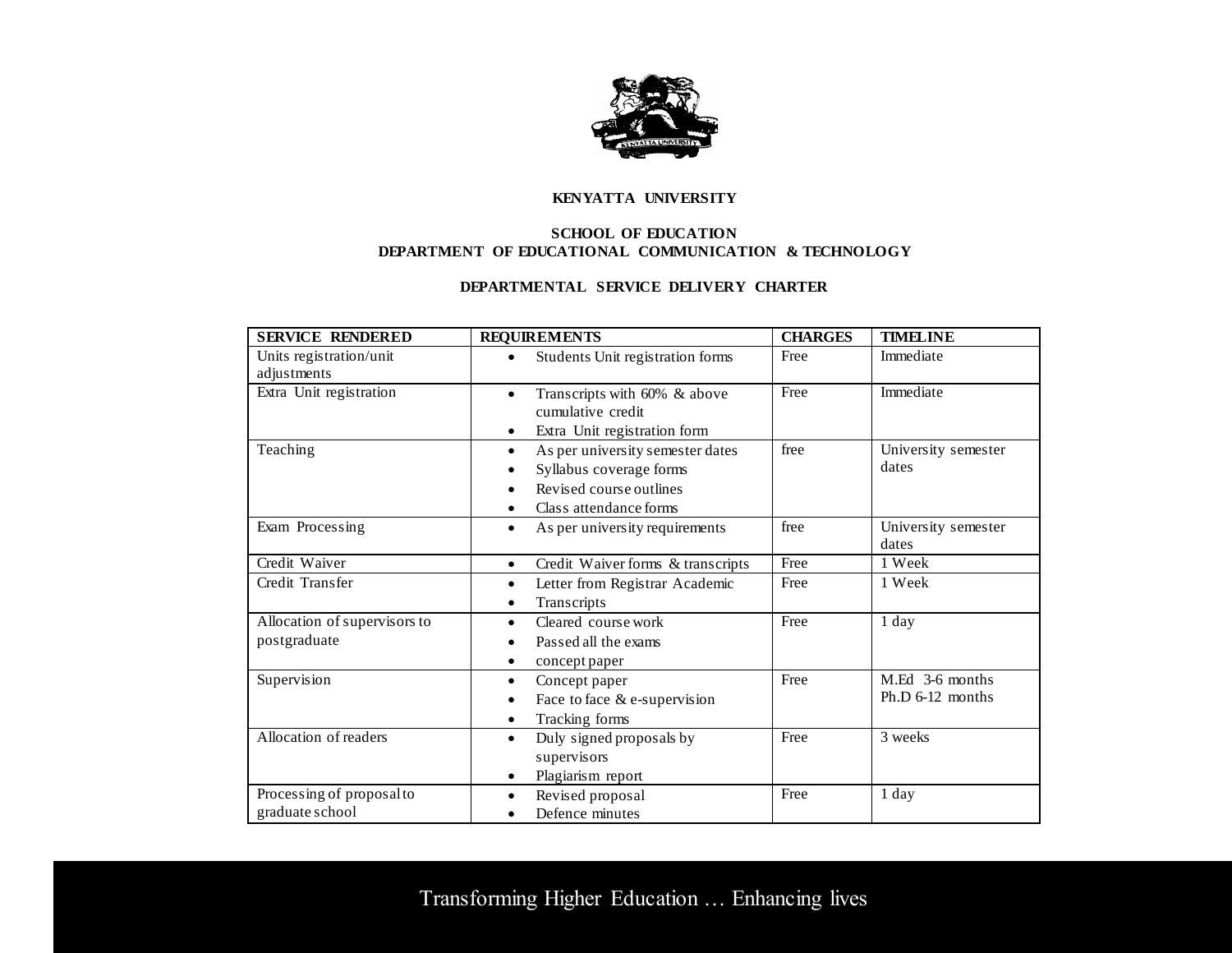**KENYATTA UNIVERSITY**

**SCHOOL OF EDUCATION**
**DEPARTMENT OF EDUCATIONAL COMMUNICATION & TECHNOLOGY**

**DEPARTMENTAL SERVICE DELIVERY CHARTER**

| SERVICE RENDERED | REQUIREMENTS | CHARGES | TIMELINE |
|---|---|---|---|
| Units registration/unit adjustments | • Students Unit registration forms | Free | Immediate |
| Extra Unit registration | • Transcripts with 60% & above cumulative credit<br>• Extra Unit registration form | Free | Immediate |
| Teaching | • As per university semester dates<br>• Syllabus coverage forms<br>• Revised course outlines<br>• Class attendance forms | free | University semester dates |
| Exam Processing | • As per university requirements | free | University semester dates |
| Credit Waiver | • Credit Waiver forms & transcripts | Free | 1 Week |
| Credit Transfer | • Letter from Registrar Academic<br>• Transcripts | Free | 1 Week |
| Allocation of supervisors to postgraduate | • Cleared course work<br>• Passed all the exams<br>• concept paper | Free | 1 day |
| Supervision | • Concept paper<br>• Face to face & e-supervision<br>• Tracking forms | Free | M.Ed 3-6 months<br>Ph.D 6-12 months |
| Allocation of readers | • Duly signed proposals by supervisors<br>• Plagiarism report | Free | 3 weeks |
| Processing of proposal to graduate school | • Revised proposal<br>• Defence minutes | Free | 1 day |

Transforming Higher Education … Enhancing lives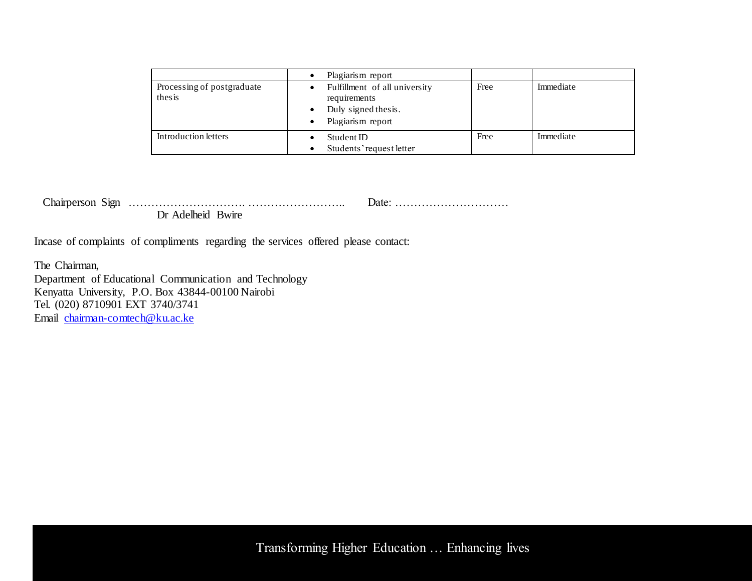| | | | |
|---|---|---|---|
| | • Plagiarism report | | |
| Processing of postgraduate thesis | • Fulfillment of all university requirements<br>• Duly signed thesis.<br>• Plagiarism report | Free | Immediate |
| Introduction letters | • Student ID<br>• Students' request letter | Free | Immediate |

Chairperson Sign ………………………. …………………….. Date: ……………………….
Dr Adelheid Bwire

Incase of complaints of compliments regarding the services offered please contact:

The Chairman,
Department of Educational Communication and Technology
Kenyatta University, P.O. Box 43844-00100 Nairobi
Tel. (020) 8710901 EXT 3740/3741
Email chairman-comtech@ku.ac.ke

Transforming Higher Education … Enhancing lives